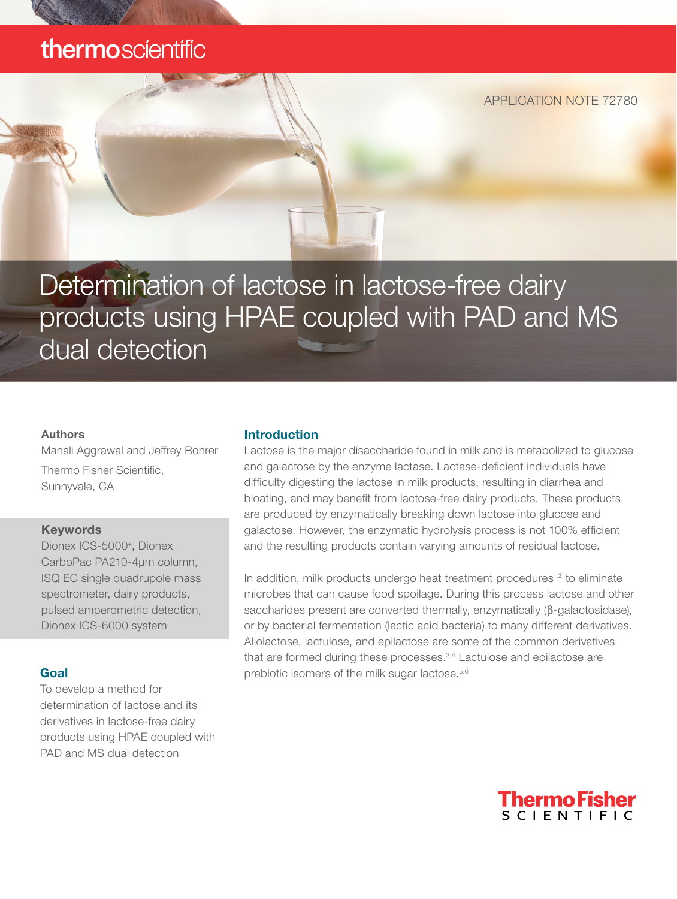thermoscientific

APPLICATION NOTE 72780

# Determination of lactose in lactose-free dairy products using HPAE coupled with PAD and MS dual detection

**Authors**

Manali Aggrawal and Jeffrey Rohrer

Thermo Fisher Scientific, Sunnyvale, CA

**Keywords**

Dionex ICS-5000+, Dionex CarboPac PA210-4µm column, ISQ EC single quadrupole mass spectrometer, dairy products, pulsed amperometric detection, Dionex ICS-6000 system

## Goal

To develop a method for determination of lactose and its derivatives in lactose-free dairy products using HPAE coupled with PAD and MS dual detection

## Introduction

Lactose is the major disaccharide found in milk and is metabolized to glucose and galactose by the enzyme lactase. Lactase-deficient individuals have difficulty digesting the lactose in milk products, resulting in diarrhea and bloating, and may benefit from lactose-free dairy products. These products are produced by enzymatically breaking down lactose into glucose and galactose. However, the enzymatic hydrolysis process is not 100% efficient and the resulting products contain varying amounts of residual lactose.

In addition, milk products undergo heat treatment procedures[1,2] to eliminate microbes that can cause food spoilage. During this process lactose and other saccharides present are converted thermally, enzymatically (β-galactosidase), or by bacterial fermentation (lactic acid bacteria) to many different derivatives. Allolactose, lactulose, and epilactose are some of the common derivatives that are formed during these processes.[3,4] Lactulose and epilactose are prebiotic isomers of the milk sugar lactose.[5,6]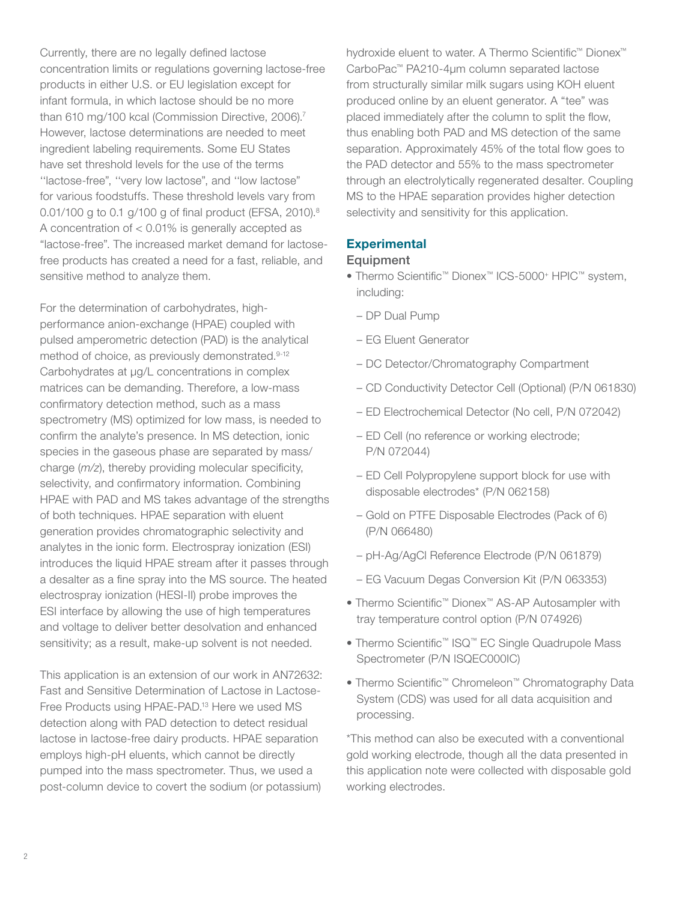Currently, there are no legally defined lactose concentration limits or regulations governing lactose-free products in either U.S. or EU legislation except for infant formula, in which lactose should be no more than 610 mg/100 kcal (Commission Directive, 2006).[7] However, lactose determinations are needed to meet ingredient labeling requirements. Some EU States have set threshold levels for the use of the terms ''lactose-free'', ''very low lactose'', and ''low lactose'' for various foodstuffs. These threshold levels vary from 0.01/100 g to 0.1 g/100 g of final product (EFSA, 2010).[8] A concentration of < 0.01% is generally accepted as "lactose-free". The increased market demand for lactose-free products has created a need for a fast, reliable, and sensitive method to analyze them.

For the determination of carbohydrates, high-performance anion-exchange (HPAE) coupled with pulsed amperometric detection (PAD) is the analytical method of choice, as previously demonstrated.[9-12] Carbohydrates at µg/L concentrations in complex matrices can be demanding. Therefore, a low-mass confirmatory detection method, such as a mass spectrometry (MS) optimized for low mass, is needed to confirm the analyte's presence. In MS detection, ionic species in the gaseous phase are separated by mass/charge (*m/z*), thereby providing molecular specificity, selectivity, and confirmatory information. Combining HPAE with PAD and MS takes advantage of the strengths of both techniques. HPAE separation with eluent generation provides chromatographic selectivity and analytes in the ionic form. Electrospray ionization (ESI) introduces the liquid HPAE stream after it passes through a desalter as a fine spray into the MS source. The heated electrospray ionization (HESI-II) probe improves the ESI interface by allowing the use of high temperatures and voltage to deliver better desolvation and enhanced sensitivity; as a result, make-up solvent is not needed.

This application is an extension of our work in AN72632: Fast and Sensitive Determination of Lactose in Lactose-Free Products using HPAE-PAD.[13] Here we used MS detection along with PAD detection to detect residual lactose in lactose-free dairy products. HPAE separation employs high-pH eluents, which cannot be directly pumped into the mass spectrometer. Thus, we used a post-column device to covert the sodium (or potassium) hydroxide eluent to water. A Thermo Scientific™ Dionex™ CarboPac™ PA210-4µm column separated lactose from structurally similar milk sugars using KOH eluent produced online by an eluent generator. A "tee" was placed immediately after the column to split the flow, thus enabling both PAD and MS detection of the same separation. Approximately 45% of the total flow goes to the PAD detector and 55% to the mass spectrometer through an electrolytically regenerated desalter. Coupling MS to the HPAE separation provides higher detection selectivity and sensitivity for this application.

## Experimental

### Equipment

- Thermo Scientific™ Dionex™ ICS-5000+ HPIC™ system, including:
  - DP Dual Pump
  - EG Eluent Generator
  - DC Detector/Chromatography Compartment
  - CD Conductivity Detector Cell (Optional) (P/N 061830)
  - ED Electrochemical Detector (No cell, P/N 072042)
  - ED Cell (no reference or working electrode; P/N 072044)
  - ED Cell Polypropylene support block for use with disposable electrodes* (P/N 062158)
  - Gold on PTFE Disposable Electrodes (Pack of 6) (P/N 066480)
  - pH-Ag/AgCl Reference Electrode (P/N 061879)
  - EG Vacuum Degas Conversion Kit (P/N 063353)
- Thermo Scientific™ Dionex™ AS-AP Autosampler with tray temperature control option (P/N 074926)
- Thermo Scientific™ ISQ™ EC Single Quadrupole Mass Spectrometer (P/N ISQEC000IC)
- Thermo Scientific™ Chromeleon™ Chromatography Data System (CDS) was used for all data acquisition and processing.

*This method can also be executed with a conventional gold working electrode, though all the data presented in this application note were collected with disposable gold working electrodes.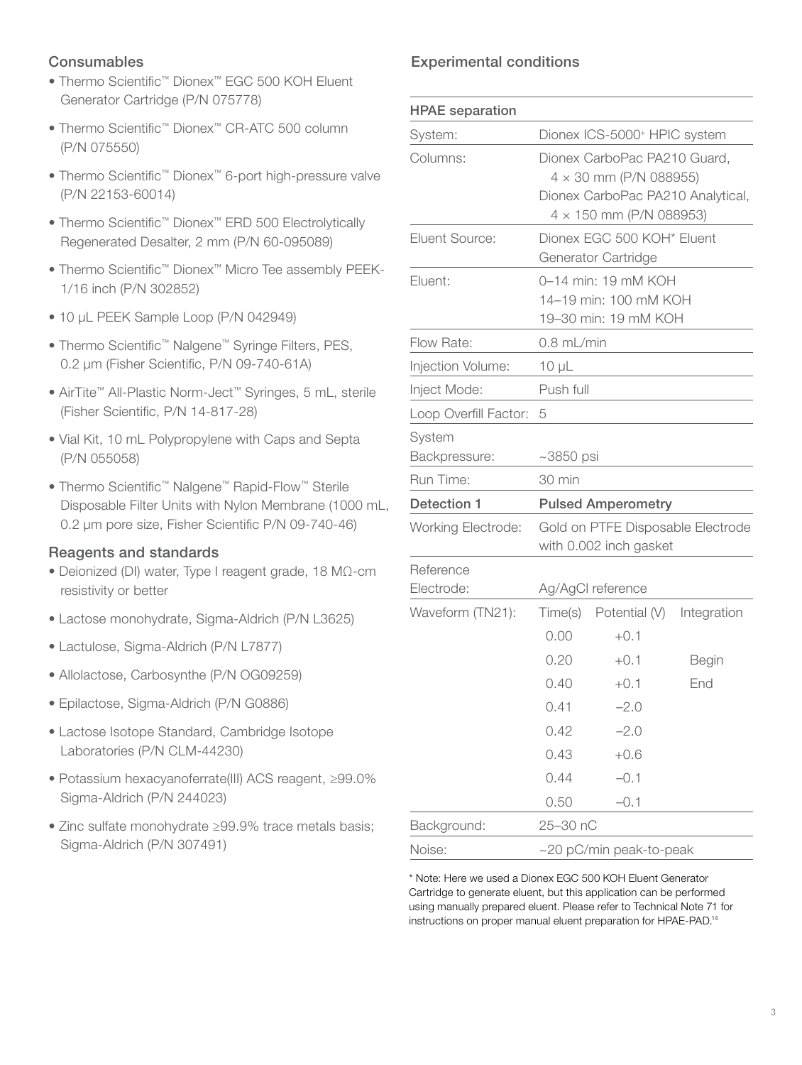### Consumables

- Thermo Scientific™ Dionex™ EGC 500 KOH Eluent Generator Cartridge (P/N 075778)
- Thermo Scientific™ Dionex™ CR-ATC 500 column (P/N 075550)
- Thermo Scientific™ Dionex™ 6-port high-pressure valve (P/N 22153-60014)
- Thermo Scientific™ Dionex™ ERD 500 Electrolytically Regenerated Desalter, 2 mm (P/N 60-095089)
- Thermo Scientific™ Dionex™ Micro Tee assembly PEEK-1/16 inch (P/N 302852)
- 10 µL PEEK Sample Loop (P/N 042949)
- Thermo Scientific™ Nalgene™ Syringe Filters, PES, 0.2 µm (Fisher Scientific, P/N 09-740-61A)
- AirTite™ All-Plastic Norm-Ject™ Syringes, 5 mL, sterile (Fisher Scientific, P/N 14-817-28)
- Vial Kit, 10 mL Polypropylene with Caps and Septa (P/N 055058)
- Thermo Scientific™ Nalgene™ Rapid-Flow™ Sterile Disposable Filter Units with Nylon Membrane (1000 mL, 0.2 µm pore size, Fisher Scientific P/N 09-740-46)

### Reagents and standards

- Deionized (DI) water, Type I reagent grade, 18 MΩ-cm resistivity or better
- Lactose monohydrate, Sigma-Aldrich (P/N L3625)
- Lactulose, Sigma-Aldrich (P/N L7877)
- Allolactose, Carbosynthe (P/N OG09259)
- Epilactose, Sigma-Aldrich (P/N G0886)
- Lactose Isotope Standard, Cambridge Isotope Laboratories (P/N CLM-44230)
- Potassium hexacyanoferrate(III) ACS reagent, ≥99.0% Sigma-Aldrich (P/N 244023)
- Zinc sulfate monohydrate ≥99.9% trace metals basis; Sigma-Aldrich (P/N 307491)

### Experimental conditions

| **HPAE separation** | | | |
|---|---|---|---|
| System: | Dionex ICS-5000+ HPIC system | | |
| Columns: | Dionex CarboPac PA210 Guard, 4 × 30 mm (P/N 088955)<br>Dionex CarboPac PA210 Analytical, 4 × 150 mm (P/N 088953) | | |
| Eluent Source: | Dionex EGC 500 KOH* Eluent Generator Cartridge | | |
| Eluent: | 0–14 min: 19 mM KOH<br>14–19 min: 100 mM KOH<br>19–30 min: 19 mM KOH | | |
| Flow Rate: | 0.8 mL/min | | |
| Injection Volume: | 10 µL | | |
| Inject Mode: | Push full | | |
| Loop Overfill Factor: | 5 | | |
| System Backpressure: | ~3850 psi | | |
| Run Time: | 30 min | | |
| **Detection 1** | **Pulsed Amperometry** | | |
| Working Electrode: | Gold on PTFE Disposable Electrode with 0.002 inch gasket | | |
| Reference Electrode: | Ag/AgCl reference | | |
| Waveform (TN21): | Time(s) | Potential (V) | Integration |
| | 0.00 | +0.1 | |
| | 0.20 | +0.1 | Begin |
| | 0.40 | +0.1 | End |
| | 0.41 | –2.0 | |
| | 0.42 | –2.0 | |
| | 0.43 | +0.6 | |
| | 0.44 | –0.1 | |
| | 0.50 | –0.1 | |
| Background: | 25–30 nC | | |
| Noise: | ~20 pC/min peak-to-peak | | |

* Note: Here we used a Dionex EGC 500 KOH Eluent Generator Cartridge to generate eluent, but this application can be performed using manually prepared eluent. Please refer to Technical Note 71 for instructions on proper manual eluent preparation for HPAE-PAD.[14]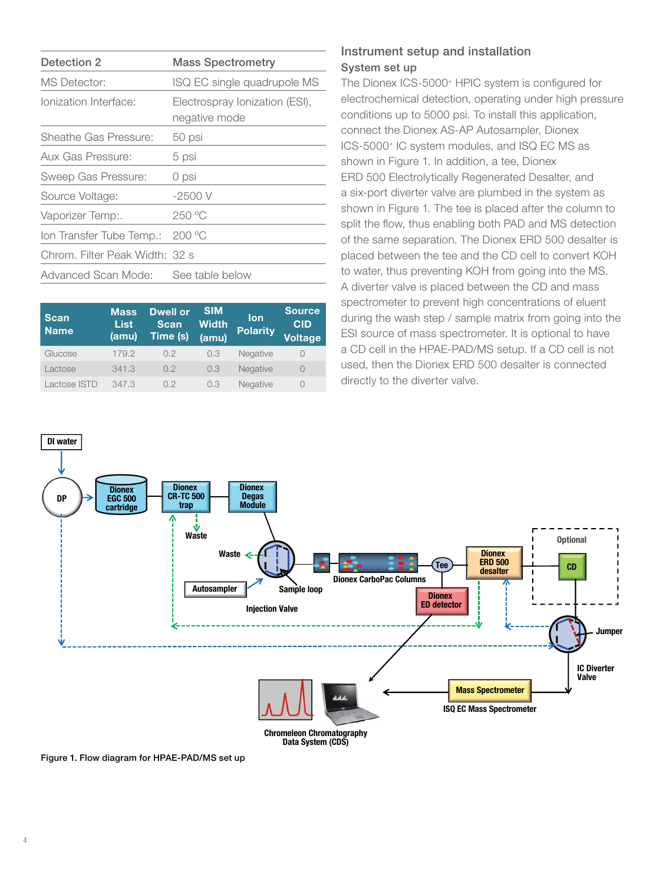| Detection 2 | Mass Spectrometry |
|---|---|
| MS Detector: | ISQ EC single quadrupole MS |
| Ionization Interface: | Electrospray Ionization (ESI), negative mode |
| Sheathe Gas Pressure: | 50 psi |
| Aux Gas Pressure: | 5 psi |
| Sweep Gas Pressure: | 0 psi |
| Source Voltage: | -2500 V |
| Vaporizer Temp:. | 250 °C |
| Ion Transfer Tube Temp.: | 200 °C |
| Chrom. Filter Peak Width: | 32 s |
| Advanced Scan Mode: | See table below |

| Scan Name | Mass List (amu) | Dwell or Scan Time (s) | SIM Width (amu) | Ion Polarity | Source CID Voltage |
|---|---|---|---|---|---|
| Glucose | 179.2 | 0.2 | 0.3 | Negative | 0 |
| Lactose | 341.3 | 0.2 | 0.3 | Negative | 0 |
| Lactose ISTD | 347.3 | 0.2 | 0.3 | Negative | 0 |

## Instrument setup and installation

### System set up

The Dionex ICS-5000+ HPIC system is configured for electrochemical detection, operating under high pressure conditions up to 5000 psi. To install this application, connect the Dionex AS-AP Autosampler, Dionex ICS-5000+ IC system modules, and ISQ EC MS as shown in Figure 1. In addition, a tee, Dionex ERD 500 Electrolytically Regenerated Desalter, and a six-port diverter valve are plumbed in the system as shown in Figure 1. The tee is placed after the column to split the flow, thus enabling both PAD and MS detection of the same separation. The Dionex ERD 500 desalter is placed between the tee and the CD cell to convert KOH to water, thus preventing KOH from going into the MS. A diverter valve is placed between the CD and mass spectrometer to prevent high concentrations of eluent during the wash step / sample matrix from going into the ESI source of mass spectrometer. It is optional to have a CD cell in the HPAE-PAD/MS setup. If a CD cell is not used, then the Dionex ERD 500 desalter is connected directly to the diverter valve.

Figure 1. Flow diagram for HPAE-PAD/MS set up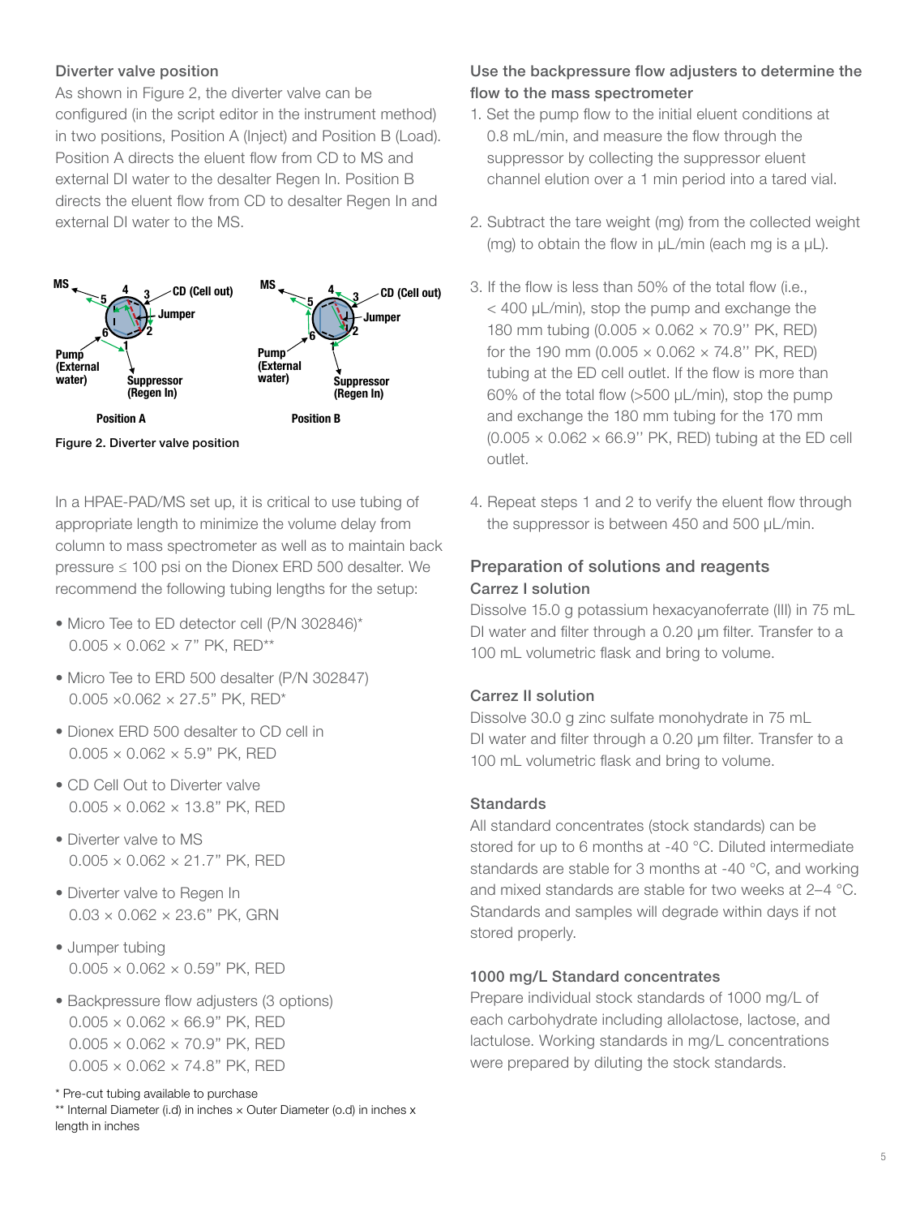### Diverter valve position

As shown in Figure 2, the diverter valve can be configured (in the script editor in the instrument method) in two positions, Position A (Inject) and Position B (Load). Position A directs the eluent flow from CD to MS and external DI water to the desalter Regen In. Position B directs the eluent flow from CD to desalter Regen In and external DI water to the MS.

Figure 2. Diverter valve position

In a HPAE-PAD/MS set up, it is critical to use tubing of appropriate length to minimize the volume delay from column to mass spectrometer as well as to maintain back pressure ≤ 100 psi on the Dionex ERD 500 desalter. We recommend the following tubing lengths for the setup:

- Micro Tee to ED detector cell (P/N 302846)*
  0.005 × 0.062 × 7" PK, RED**
- Micro Tee to ERD 500 desalter (P/N 302847)
  0.005 ×0.062 × 27.5" PK, RED*
- Dionex ERD 500 desalter to CD cell in
  0.005 × 0.062 × 5.9" PK, RED
- CD Cell Out to Diverter valve
  0.005 × 0.062 × 13.8" PK, RED
- Diverter valve to MS
  0.005 × 0.062 × 21.7" PK, RED
- Diverter valve to Regen In
  0.03 × 0.062 × 23.6" PK, GRN
- Jumper tubing
  0.005 × 0.062 × 0.59" PK, RED
- Backpressure flow adjusters (3 options)
  0.005 × 0.062 × 66.9" PK, RED
  0.005 × 0.062 × 70.9" PK, RED
  0.005 × 0.062 × 74.8" PK, RED

\* Pre-cut tubing available to purchase
\*\* Internal Diameter (i.d) in inches × Outer Diameter (o.d) in inches x length in inches

### Use the backpressure flow adjusters to determine the flow to the mass spectrometer

1. Set the pump flow to the initial eluent conditions at 0.8 mL/min, and measure the flow through the suppressor by collecting the suppressor eluent channel elution over a 1 min period into a tared vial.
2. Subtract the tare weight (mg) from the collected weight (mg) to obtain the flow in µL/min (each mg is a µL).
3. If the flow is less than 50% of the total flow (i.e., < 400 µL/min), stop the pump and exchange the 180 mm tubing (0.005 × 0.062 × 70.9'' PK, RED) for the 190 mm (0.005 × 0.062 × 74.8'' PK, RED) tubing at the ED cell outlet. If the flow is more than 60% of the total flow (>500 µL/min), stop the pump and exchange the 180 mm tubing for the 170 mm (0.005 × 0.062 × 66.9'' PK, RED) tubing at the ED cell outlet.
4. Repeat steps 1 and 2 to verify the eluent flow through the suppressor is between 450 and 500 µL/min.

## Preparation of solutions and reagents

### Carrez I solution

Dissolve 15.0 g potassium hexacyanoferrate (III) in 75 mL DI water and filter through a 0.20 µm filter. Transfer to a 100 mL volumetric flask and bring to volume.

### Carrez II solution

Dissolve 30.0 g zinc sulfate monohydrate in 75 mL DI water and filter through a 0.20 µm filter. Transfer to a 100 mL volumetric flask and bring to volume.

### Standards

All standard concentrates (stock standards) can be stored for up to 6 months at -40 °C. Diluted intermediate standards are stable for 3 months at -40 °C, and working and mixed standards are stable for two weeks at 2–4 °C. Standards and samples will degrade within days if not stored properly.

### 1000 mg/L Standard concentrates

Prepare individual stock standards of 1000 mg/L of each carbohydrate including allolactose, lactose, and lactulose. Working standards in mg/L concentrations were prepared by diluting the stock standards.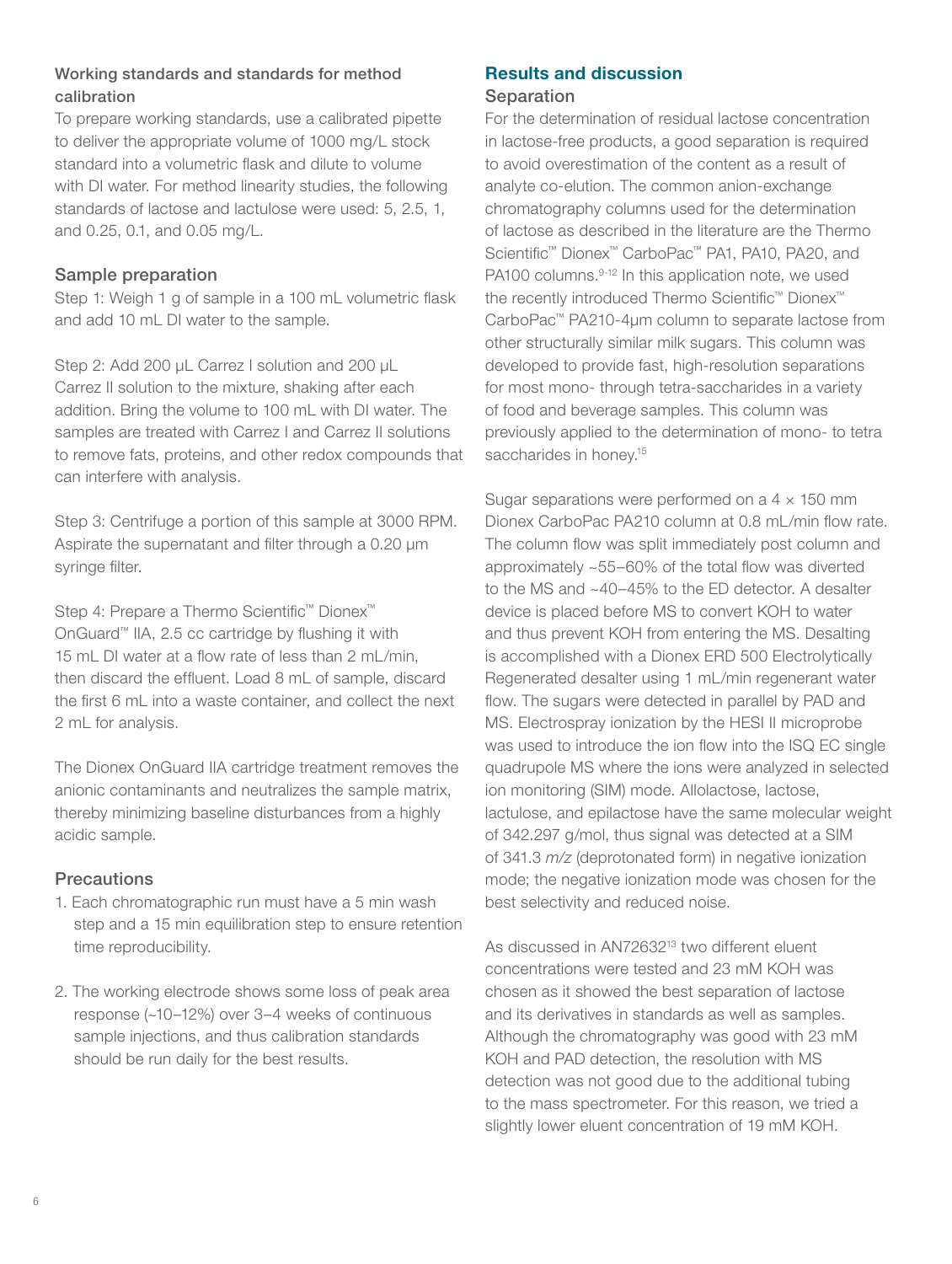### Working standards and standards for method calibration

To prepare working standards, use a calibrated pipette to deliver the appropriate volume of 1000 mg/L stock standard into a volumetric flask and dilute to volume with DI water. For method linearity studies, the following standards of lactose and lactulose were used: 5, 2.5, 1, and 0.25, 0.1, and 0.05 mg/L.

### Sample preparation

Step 1: Weigh 1 g of sample in a 100 mL volumetric flask and add 10 mL DI water to the sample.

Step 2: Add 200 µL Carrez I solution and 200 µL Carrez II solution to the mixture, shaking after each addition. Bring the volume to 100 mL with DI water. The samples are treated with Carrez I and Carrez II solutions to remove fats, proteins, and other redox compounds that can interfere with analysis.

Step 3: Centrifuge a portion of this sample at 3000 RPM. Aspirate the supernatant and filter through a 0.20 µm syringe filter.

Step 4: Prepare a Thermo Scientific™ Dionex™ OnGuard™ IIA, 2.5 cc cartridge by flushing it with 15 mL DI water at a flow rate of less than 2 mL/min, then discard the effluent. Load 8 mL of sample, discard the first 6 mL into a waste container, and collect the next 2 mL for analysis.

The Dionex OnGuard IIA cartridge treatment removes the anionic contaminants and neutralizes the sample matrix, thereby minimizing baseline disturbances from a highly acidic sample.

### Precautions

1. Each chromatographic run must have a 5 min wash step and a 15 min equilibration step to ensure retention time reproducibility.
2. The working electrode shows some loss of peak area response (~10–12%) over 3–4 weeks of continuous sample injections, and thus calibration standards should be run daily for the best results.

## Results and discussion

### Separation

For the determination of residual lactose concentration in lactose-free products, a good separation is required to avoid overestimation of the content as a result of analyte co-elution. The common anion-exchange chromatography columns used for the determination of lactose as described in the literature are the Thermo Scientific™ Dionex™ CarboPac™ PA1, PA10, PA20, and PA100 columns.[9-12] In this application note, we used the recently introduced Thermo Scientific™ Dionex™ CarboPac™ PA210-4µm column to separate lactose from other structurally similar milk sugars. This column was developed to provide fast, high-resolution separations for most mono- through tetra-saccharides in a variety of food and beverage samples. This column was previously applied to the determination of mono- to tetra saccharides in honey.[15]

Sugar separations were performed on a 4 × 150 mm Dionex CarboPac PA210 column at 0.8 mL/min flow rate. The column flow was split immediately post column and approximately ~55–60% of the total flow was diverted to the MS and ~40–45% to the ED detector. A desalter device is placed before MS to convert KOH to water and thus prevent KOH from entering the MS. Desalting is accomplished with a Dionex ERD 500 Electrolytically Regenerated desalter using 1 mL/min regenerant water flow. The sugars were detected in parallel by PAD and MS. Electrospray ionization by the HESI II microprobe was used to introduce the ion flow into the ISQ EC single quadrupole MS where the ions were analyzed in selected ion monitoring (SIM) mode. Allolactose, lactose, lactulose, and epilactose have the same molecular weight of 342.297 g/mol, thus signal was detected at a SIM of 341.3 *m/z* (deprotonated form) in negative ionization mode; the negative ionization mode was chosen for the best selectivity and reduced noise.

As discussed in AN72632[13] two different eluent concentrations were tested and 23 mM KOH was chosen as it showed the best separation of lactose and its derivatives in standards as well as samples. Although the chromatography was good with 23 mM KOH and PAD detection, the resolution with MS detection was not good due to the additional tubing to the mass spectrometer. For this reason, we tried a slightly lower eluent concentration of 19 mM KOH.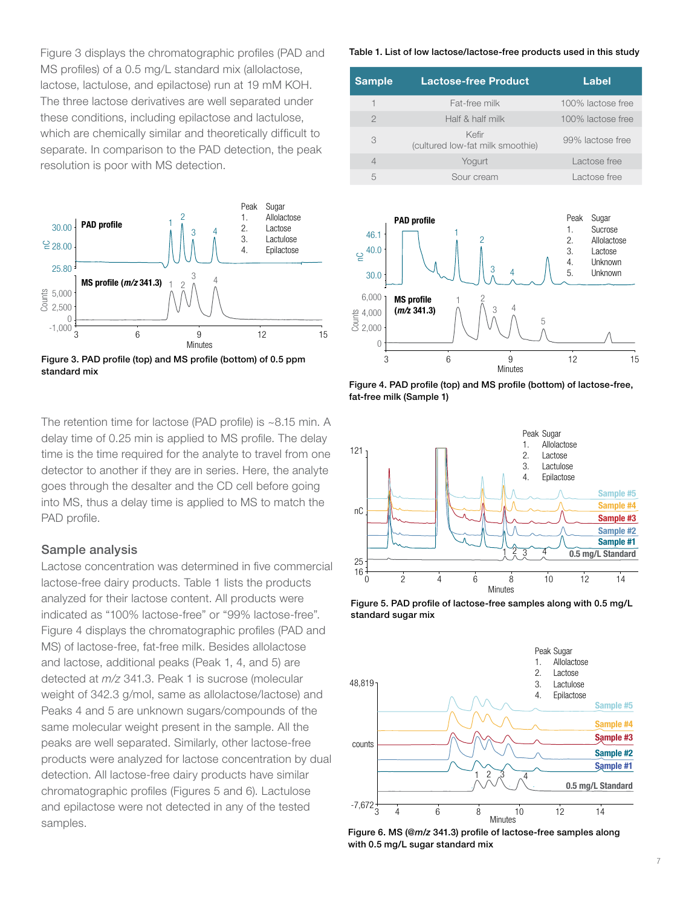Figure 3 displays the chromatographic profiles (PAD and MS profiles) of a 0.5 mg/L standard mix (allolactose, lactose, lactulose, and epilactose) run at 19 mM KOH. The three lactose derivatives are well separated under these conditions, including epilactose and lactulose, which are chemically similar and theoretically difficult to separate. In comparison to the PAD detection, the peak resolution is poor with MS detection.

**Figure 3. PAD profile (top) and MS profile (bottom) of 0.5 ppm standard mix**

The retention time for lactose (PAD profile) is ~8.15 min. A delay time of 0.25 min is applied to MS profile. The delay time is the time required for the analyte to travel from one detector to another if they are in series. Here, the analyte goes through the desalter and the CD cell before going into MS, thus a delay time is applied to MS to match the PAD profile.

## Sample analysis

Lactose concentration was determined in five commercial lactose-free dairy products. Table 1 lists the products analyzed for their lactose content. All products were indicated as "100% lactose-free" or "99% lactose-free". Figure 4 displays the chromatographic profiles (PAD and MS) of lactose-free, fat-free milk. Besides allolactose and lactose, additional peaks (Peak 1, 4, and 5) are detected at *m/z* 341.3. Peak 1 is sucrose (molecular weight of 342.3 g/mol, same as allolactose/lactose) and Peaks 4 and 5 are unknown sugars/compounds of the same molecular weight present in the sample. All the peaks are well separated. Similarly, other lactose-free products were analyzed for lactose concentration by dual detection. All lactose-free dairy products have similar chromatographic profiles (Figures 5 and 6). Lactulose and epilactose were not detected in any of the tested samples.

**Table 1. List of low lactose/lactose-free products used in this study**

| Sample | Lactose-free Product | Label |
|---|---|---|
| 1 | Fat-free milk | 100% lactose free |
| 2 | Half & half milk | 100% lactose free |
| 3 | Kefir (cultured low-fat milk smoothie) | 99% lactose free |
| 4 | Yogurt | Lactose free |
| 5 | Sour cream | Lactose free |

**Figure 4. PAD profile (top) and MS profile (bottom) of lactose-free, fat-free milk (Sample 1)**

**Figure 5. PAD profile of lactose-free samples along with 0.5 mg/L standard sugar mix**

**Figure 6. MS (@*m/z* 341.3) profile of lactose-free samples along with 0.5 mg/L sugar standard mix**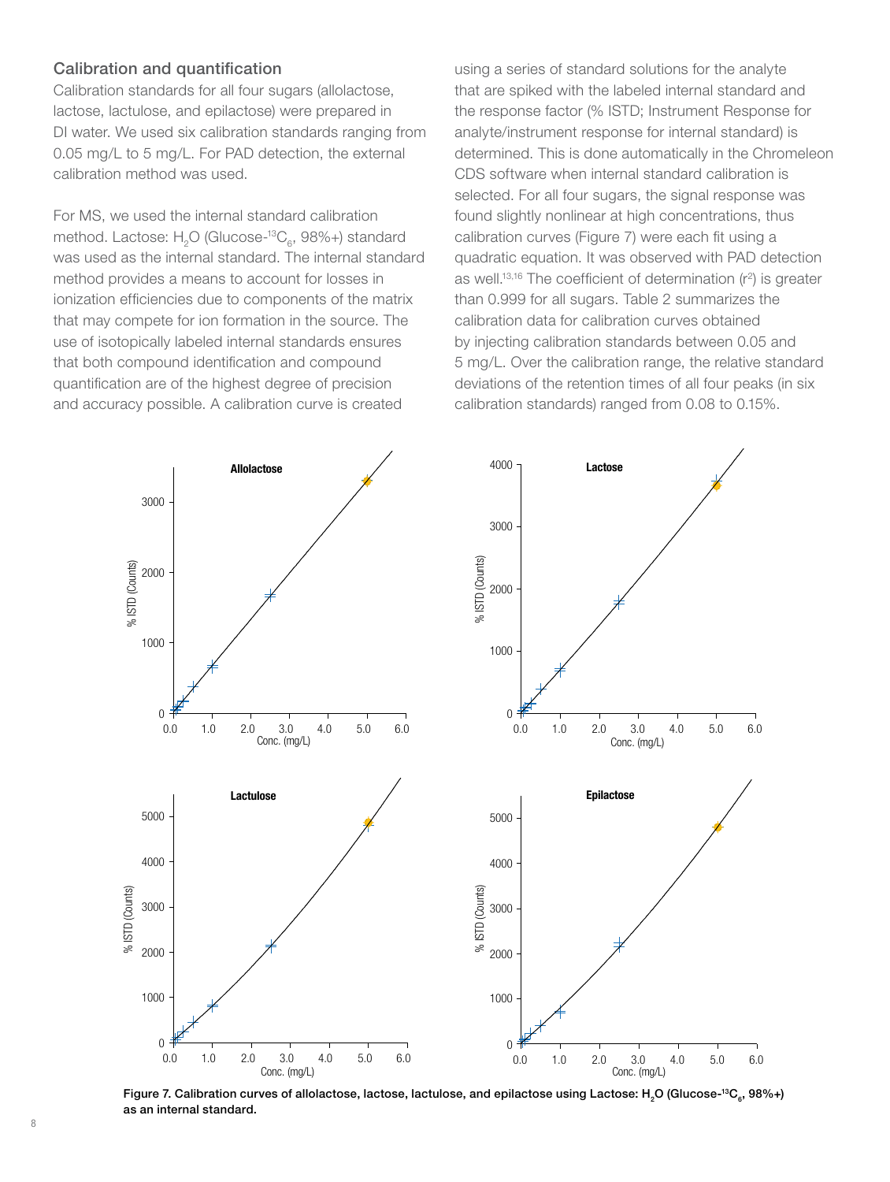### Calibration and quantification

Calibration standards for all four sugars (allolactose, lactose, lactulose, and epilactose) were prepared in DI water. We used six calibration standards ranging from 0.05 mg/L to 5 mg/L. For PAD detection, the external calibration method was used.

For MS, we used the internal standard calibration method. Lactose: $H_2O$ (Glucose-$^{13}C_6$, 98%+) standard was used as the internal standard. The internal standard method provides a means to account for losses in ionization efficiencies due to components of the matrix that may compete for ion formation in the source. The use of isotopically labeled internal standards ensures that both compound identification and compound quantification are of the highest degree of precision and accuracy possible. A calibration curve is created using a series of standard solutions for the analyte that are spiked with the labeled internal standard and the response factor (% ISTD; Instrument Response for analyte/instrument response for internal standard) is determined. This is done automatically in the Chromeleon CDS software when internal standard calibration is selected. For all four sugars, the signal response was found slightly nonlinear at high concentrations, thus calibration curves (Figure 7) were each fit using a quadratic equation. It was observed with PAD detection as well.[13,16] The coefficient of determination ($r^2$) is greater than 0.999 for all sugars. Table 2 summarizes the calibration data for calibration curves obtained by injecting calibration standards between 0.05 and 5 mg/L. Over the calibration range, the relative standard deviations of the retention times of all four peaks (in six calibration standards) ranged from 0.08 to 0.15%.

Figure 7. Calibration curves of allolactose, lactose, lactulose, and epilactose using Lactose: $H_2O$ (Glucose-$^{13}C_6$, 98%+) as an internal standard.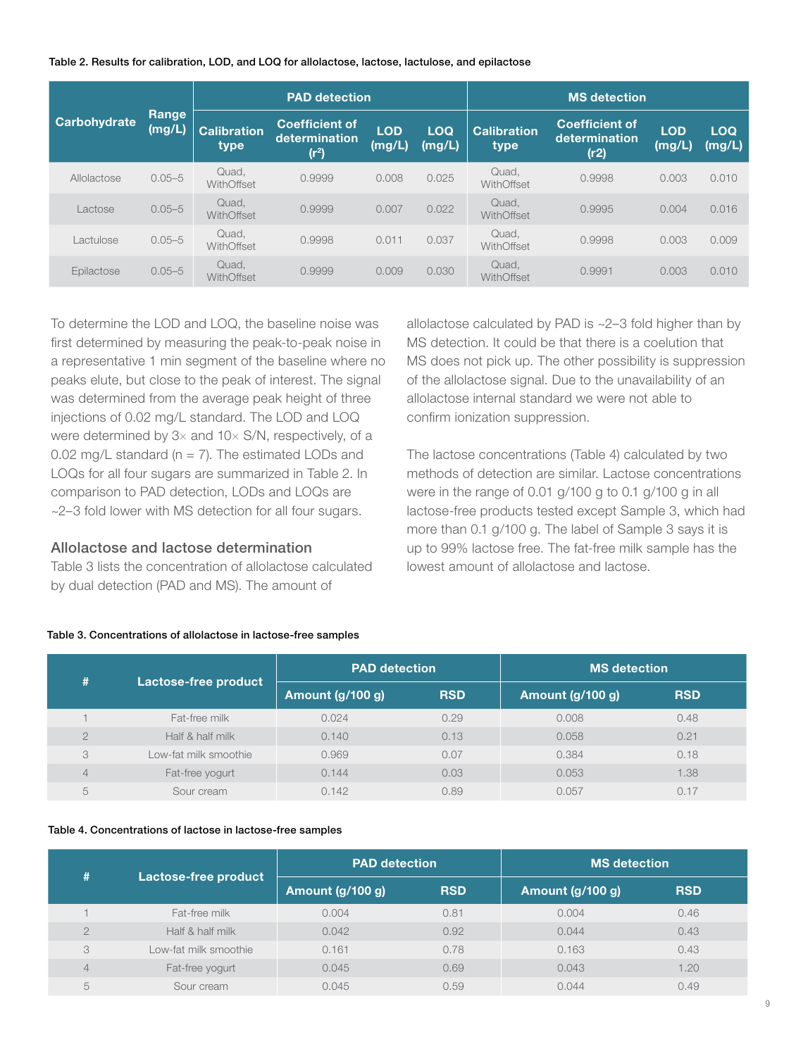**Table 2. Results for calibration, LOD, and LOQ for allolactose, lactose, lactulose, and epilactose**

| Carbohydrate | Range (mg/L) | PAD detection | | | | MS detection | | | |
|---|---|---|---|---|---|---|---|---|---|
| | | Calibration type | Coefficient of determination ($r^2$) | LOD (mg/L) | LOQ (mg/L) | Calibration type | Coefficient of determination (r2) | LOD (mg/L) | LOQ (mg/L) |
| Allolactose | 0.05–5 | Quad, WithOffset | 0.9999 | 0.008 | 0.025 | Quad, WithOffset | 0.9998 | 0.003 | 0.010 |
| Lactose | 0.05–5 | Quad, WithOffset | 0.9999 | 0.007 | 0.022 | Quad, WithOffset | 0.9995 | 0.004 | 0.016 |
| Lactulose | 0.05–5 | Quad, WithOffset | 0.9998 | 0.011 | 0.037 | Quad, WithOffset | 0.9998 | 0.003 | 0.009 |
| Epilactose | 0.05–5 | Quad, WithOffset | 0.9999 | 0.009 | 0.030 | Quad, WithOffset | 0.9991 | 0.003 | 0.010 |

To determine the LOD and LOQ, the baseline noise was first determined by measuring the peak-to-peak noise in a representative 1 min segment of the baseline where no peaks elute, but close to the peak of interest. The signal was determined from the average peak height of three injections of 0.02 mg/L standard. The LOD and LOQ were determined by 3× and 10× S/N, respectively, of a 0.02 mg/L standard (n = 7). The estimated LODs and LOQs for all four sugars are summarized in Table 2. In comparison to PAD detection, LODs and LOQs are ~2–3 fold lower with MS detection for all four sugars.

### Allolactose and lactose determination

Table 3 lists the concentration of allolactose calculated by dual detection (PAD and MS). The amount of allolactose calculated by PAD is ~2–3 fold higher than by MS detection. It could be that there is a coelution that MS does not pick up. The other possibility is suppression of the allolactose signal. Due to the unavailability of an allolactose internal standard we were not able to confirm ionization suppression.

The lactose concentrations (Table 4) calculated by two methods of detection are similar. Lactose concentrations were in the range of 0.01 g/100 g to 0.1 g/100 g in all lactose-free products tested except Sample 3, which had more than 0.1 g/100 g. The label of Sample 3 says it is up to 99% lactose free. The fat-free milk sample has the lowest amount of allolactose and lactose.

**Table 3. Concentrations of allolactose in lactose-free samples**

| # | Lactose-free product | PAD detection | | MS detection | |
|---|---|---|---|---|---|
| | | Amount (g/100 g) | RSD | Amount (g/100 g) | RSD |
| 1 | Fat-free milk | 0.024 | 0.29 | 0.008 | 0.48 |
| 2 | Half & half milk | 0.140 | 0.13 | 0.058 | 0.21 |
| 3 | Low-fat milk smoothie | 0.969 | 0.07 | 0.384 | 0.18 |
| 4 | Fat-free yogurt | 0.144 | 0.03 | 0.053 | 1.38 |
| 5 | Sour cream | 0.142 | 0.89 | 0.057 | 0.17 |

**Table 4. Concentrations of lactose in lactose-free samples**

| # | Lactose-free product | PAD detection | | MS detection | |
|---|---|---|---|---|---|
| | | Amount (g/100 g) | RSD | Amount (g/100 g) | RSD |
| 1 | Fat-free milk | 0.004 | 0.81 | 0.004 | 0.46 |
| 2 | Half & half milk | 0.042 | 0.92 | 0.044 | 0.43 |
| 3 | Low-fat milk smoothie | 0.161 | 0.78 | 0.163 | 0.43 |
| 4 | Fat-free yogurt | 0.045 | 0.69 | 0.043 | 1.20 |
| 5 | Sour cream | 0.045 | 0.59 | 0.044 | 0.49 |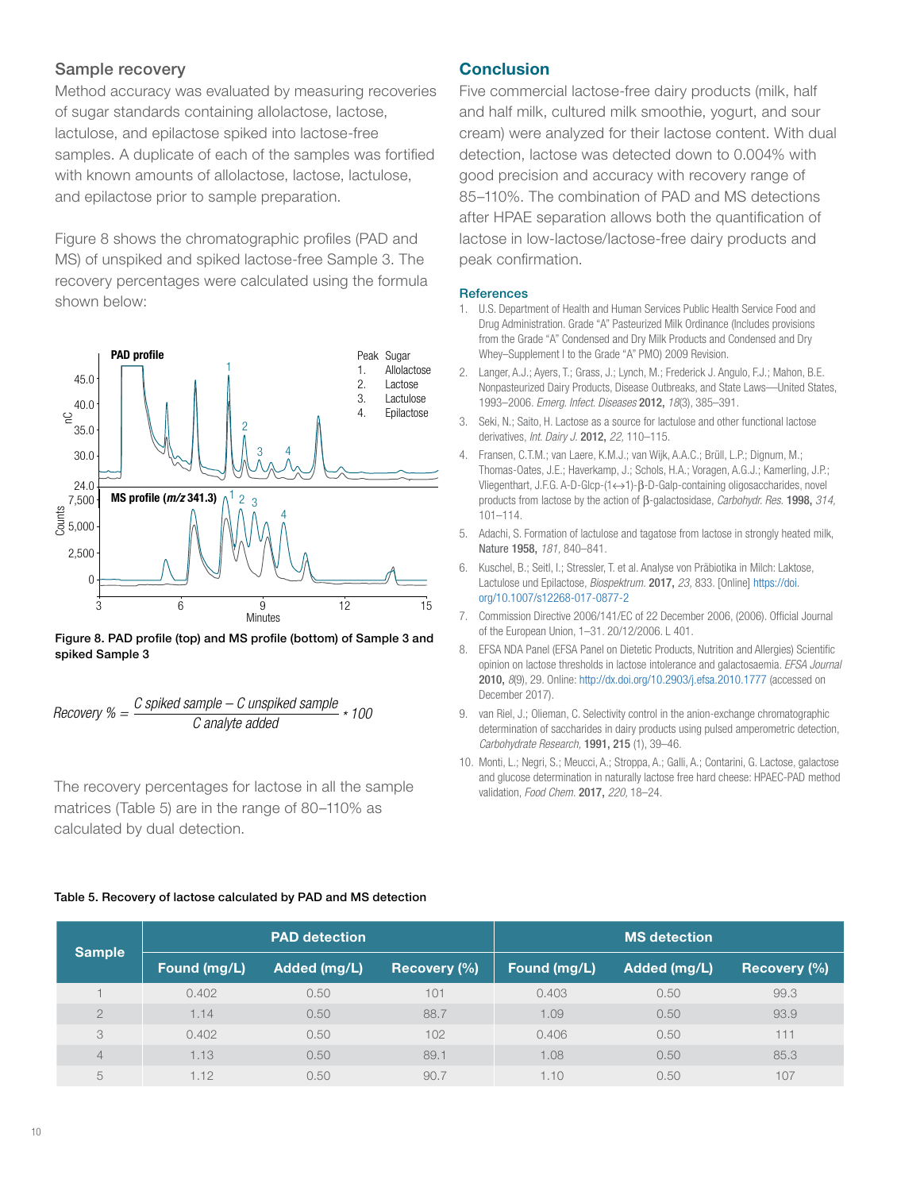## Sample recovery

Method accuracy was evaluated by measuring recoveries of sugar standards containing allolactose, lactose, lactulose, and epilactose spiked into lactose-free samples. A duplicate of each of the samples was fortified with known amounts of allolactose, lactose, lactulose, and epilactose prior to sample preparation.

Figure 8 shows the chromatographic profiles (PAD and MS) of unspiked and spiked lactose-free Sample 3. The recovery percentages were calculated using the formula shown below:

**Figure 8. PAD profile (top) and MS profile (bottom) of Sample 3 and spiked Sample 3**

$$Recovery\ \% = \frac{C\ spiked\ sample - C\ unspiked\ sample}{C\ analyte\ added} * 100$$

The recovery percentages for lactose in all the sample matrices (Table 5) are in the range of 80–110% as calculated by dual detection.

**Table 5. Recovery of lactose calculated by PAD and MS detection**

| Sample | PAD detection | | | MS detection | | |
|---|---|---|---|---|---|---|
| | Found (mg/L) | Added (mg/L) | Recovery (%) | Found (mg/L) | Added (mg/L) | Recovery (%) |
| 1 | 0.402 | 0.50 | 101 | 0.403 | 0.50 | 99.3 |
| 2 | 1.14 | 0.50 | 88.7 | 1.09 | 0.50 | 93.9 |
| 3 | 0.402 | 0.50 | 102 | 0.406 | 0.50 | 111 |
| 4 | 1.13 | 0.50 | 89.1 | 1.08 | 0.50 | 85.3 |
| 5 | 1.12 | 0.50 | 90.7 | 1.10 | 0.50 | 107 |

## Conclusion

Five commercial lactose-free dairy products (milk, half and half milk, cultured milk smoothie, yogurt, and sour cream) were analyzed for their lactose content. With dual detection, lactose was detected down to 0.004% with good precision and accuracy with recovery range of 85–110%. The combination of PAD and MS detections after HPAE separation allows both the quantification of lactose in low-lactose/lactose-free dairy products and peak confirmation.

### References

1. U.S. Department of Health and Human Services Public Health Service Food and Drug Administration. Grade "A" Pasteurized Milk Ordinance (Includes provisions from the Grade "A" Condensed and Dry Milk Products and Condensed and Dry Whey–Supplement I to the Grade "A" PMO) 2009 Revision.
2. Langer, A.J.; Ayers, T.; Grass, J.; Lynch, M.; Frederick J. Angulo, F.J.; Mahon, B.E. Nonpasteurized Dairy Products, Disease Outbreaks, and State Laws—United States, 1993–2006. *Emerg. Infect. Diseases* **2012,** *18*(3), 385–391.
3. Seki, N.; Saito, H. Lactose as a source for lactulose and other functional lactose derivatives, *Int. Dairy J.* **2012,** *22,* 110–115.
4. Fransen, C.T.M.; van Laere, K.M.J.; van Wijk, A.A.C.; Brüll, L.P.; Dignum, M.; Thomas-Oates, J.E.; Haverkamp, J.; Schols, H.A.; Voragen, A.G.J.; Kamerling, J.P.; Vliegenthart, J.F.G. A-D-Glcp-(1↔1)-β-D-Galp-containing oligosaccharides, novel products from lactose by the action of β-galactosidase, *Carbohydr. Res.* **1998,** *314,* 101–114.
5. Adachi, S. Formation of lactulose and tagatose from lactose in strongly heated milk, Nature **1958,** *181,* 840–841.
6. Kuschel, B.; Seitl, I.; Stressler, T. et al. Analyse von Präbiotika in Milch: Laktose, Lactulose und Epilactose, *Biospektrum.* **2017,** *23,* 833. [Online] https://doi.org/10.1007/s12268-017-0877-2
7. Commission Directive 2006/141/EC of 22 December 2006, (2006). Official Journal of the European Union, 1–31. 20/12/2006. L 401.
8. EFSA NDA Panel (EFSA Panel on Dietetic Products, Nutrition and Allergies) Scientific opinion on lactose thresholds in lactose intolerance and galactosaemia. *EFSA Journal* **2010,** *8*(9), 29. Online: http://dx.doi.org/10.2903/j.efsa.2010.1777 (accessed on December 2017).
9. van Riel, J.; Olieman, C. Selectivity control in the anion-exchange chromatographic determination of saccharides in dairy products using pulsed amperometric detection, *Carbohydrate Research,* **1991, 215** (1), 39–46.
10. Monti, L.; Negri, S.; Meucci, A.; Stroppa, A.; Galli, A.; Contarini, G. Lactose, galactose and glucose determination in naturally lactose free hard cheese: HPAEC-PAD method validation, *Food Chem.* **2017,** *220,* 18–24.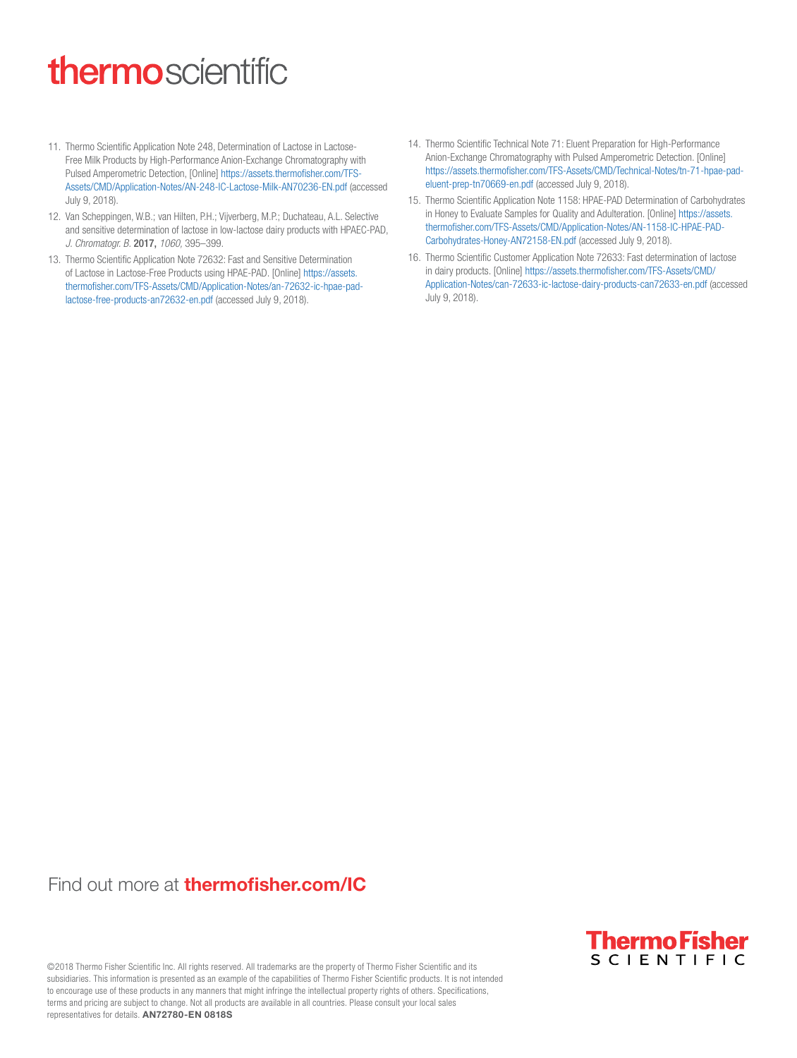11. Thermo Scientific Application Note 248, Determination of Lactose in Lactose-Free Milk Products by High-Performance Anion-Exchange Chromatography with Pulsed Amperometric Detection, [Online] https://assets.thermofisher.com/TFS-Assets/CMD/Application-Notes/AN-248-IC-Lactose-Milk-AN70236-EN.pdf (accessed July 9, 2018).
12. Van Scheppingen, W.B.; van Hilten, P.H.; Vijverberg, M.P.; Duchateau, A.L. Selective and sensitive determination of lactose in low-lactose dairy products with HPAEC-PAD, *J. Chromatogr. B.* **2017,** *1060,* 395–399.
13. Thermo Scientific Application Note 72632: Fast and Sensitive Determination of Lactose in Lactose-Free Products using HPAE-PAD. [Online] https://assets.thermofisher.com/TFS-Assets/CMD/Application-Notes/an-72632-ic-hpae-pad-lactose-free-products-an72632-en.pdf (accessed July 9, 2018).
14. Thermo Scientific Technical Note 71: Eluent Preparation for High-Performance Anion-Exchange Chromatography with Pulsed Amperometric Detection. [Online] https://assets.thermofisher.com/TFS-Assets/CMD/Technical-Notes/tn-71-hpae-pad-eluent-prep-tn70669-en.pdf (accessed July 9, 2018).
15. Thermo Scientific Application Note 1158: HPAE-PAD Determination of Carbohydrates in Honey to Evaluate Samples for Quality and Adulteration. [Online] https://assets.thermofisher.com/TFS-Assets/CMD/Application-Notes/AN-1158-IC-HPAE-PAD-Carbohydrates-Honey-AN72158-EN.pdf (accessed July 9, 2018).
16. Thermo Scientific Customer Application Note 72633: Fast determination of lactose in dairy products. [Online] https://assets.thermofisher.com/TFS-Assets/CMD/Application-Notes/can-72633-ic-lactose-dairy-products-can72633-en.pdf (accessed July 9, 2018).

Find out more at **thermofisher.com/IC**

©2018 Thermo Fisher Scientific Inc. All rights reserved. All trademarks are the property of Thermo Fisher Scientific and its subsidiaries. This information is presented as an example of the capabilities of Thermo Fisher Scientific products. It is not intended to encourage use of these products in any manners that might infringe the intellectual property rights of others. Specifications, terms and pricing are subject to change. Not all products are available in all countries. Please consult your local sales representatives for details. **AN72780-EN 0818S**